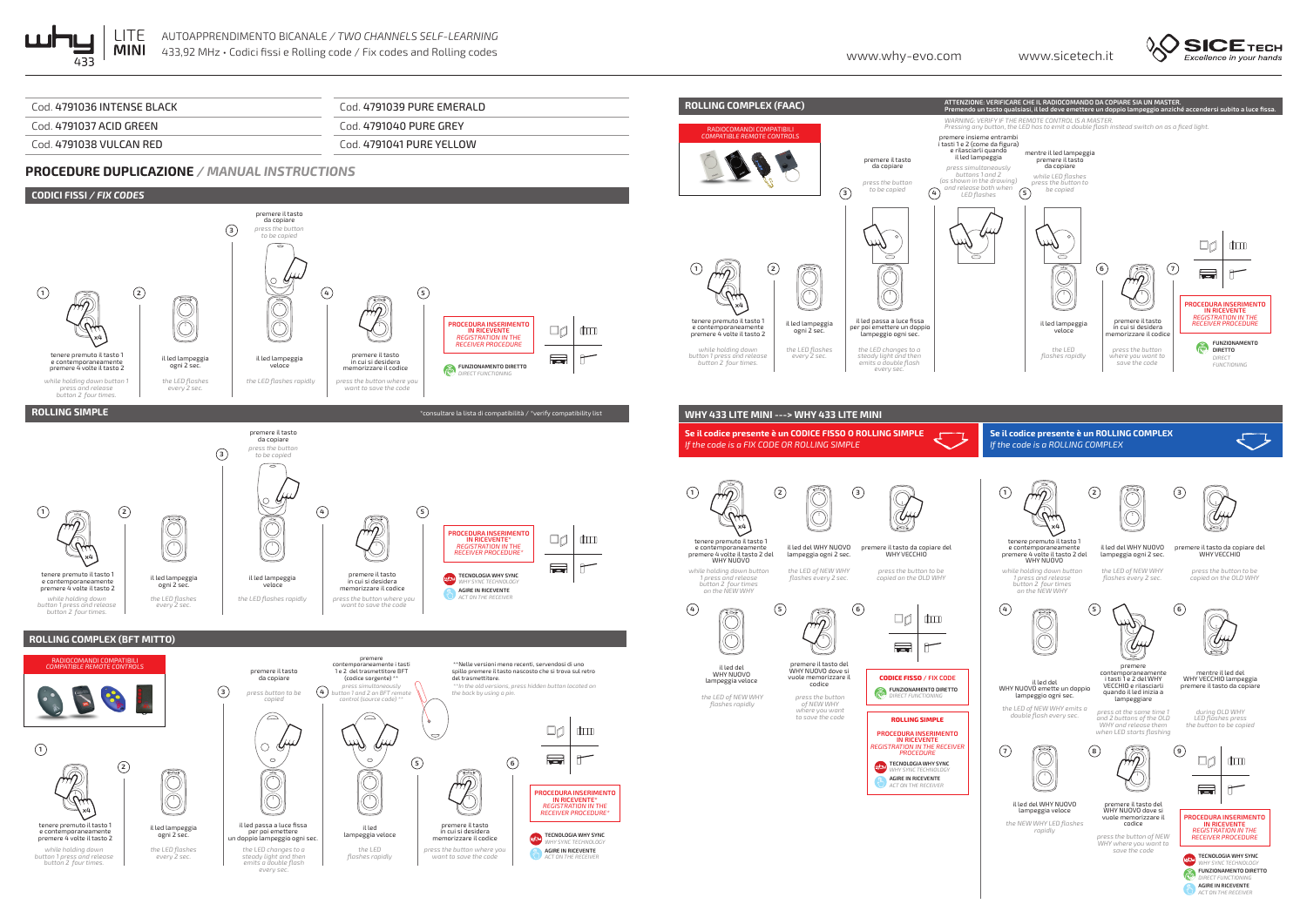# LITE MINI 433

AUTOAPPRENDIMENTO BICANALE / *TWO CHANNELS SELF-LEARNING*

433,92 MHz • Codici fissi e Rolling code / Fix codes and Rolling codes

www.why-evo.com www.sicetech.it

SICE TECH *Excellence in your hands*

| | |
|---|---|
| Cod. 4791036 INTENSE BLACK | Cod. 4791039 PURE EMERALD |
| Cod. 4791037 ACID GREEN | Cod. 4791040 PURE GREY |
| Cod. 4791038 VULCAN RED | Cod. 4791041 PURE YELLOW |

## PROCEDURE DUPLICAZIONE / *MANUAL INSTRUCTIONS*

### CODICI FISSI / *FIX CODES*

1. tenere premuto il tasto 1 e contemporaneamente premere 4 volte il tasto 2 — *while holding down button 1 press and release button 2 four times.*
2. il led lampeggia ogni 2 sec. — *the LED flashes every 2 sec.*
3. premere il tasto da copiare — *press the button to be copied*
4. il led lampeggia veloce — *the LED flashes rapidly*
5. premere il tasto in cui si desidera memorizzare il codice — *press the button where you want to save the code*

**PROCEDURA INSERIMENTO IN RICEVENTE** / *REGISTRATION IN THE RECEIVER PROCEDURE*

FUNZIONAMENTO DIRETTO / *DIRECT FUNCTIONING*

### ROLLING SIMPLE

*consultare la lista di compatibilità / *verify compatibility list

1. tenere premuto il tasto 1 e contemporaneamente premere 4 volte il tasto 2 — *while holding down button 1 press and release button 2 four times.*
2. il led lampeggia ogni 2 sec. — *the LED flashes every 2 sec.*
3. premere il tasto da copiare — *press the button to be copied*
4. il led lampeggia veloce — *the LED flashes rapidly*
5. premere il tasto in cui si desidera memorizzare il codice — *press the button where you want to save the code*

**PROCEDURA INSERIMENTO IN RICEVENTE*** / *REGISTRATION IN THE RECEIVER PROCEDURE**

TECNOLOGIA WHY SYNC / *WHY SYNC TECHNOLOGY*

AGIRE IN RICEVENTE / *ACT ON THE RECEIVER*

### ROLLING COMPLEX (BFT MITTO)

RADIOCOMANDI COMPATIBILI / *COMPATIBLE REMOTE CONTROLS*

1. tenere premuto il tasto 1 e contemporaneamente premere 4 volte il tasto 2 — *while holding down button 1 press and release button 2 four times.*
2. il led lampeggia ogni 2 sec. — *the LED flashes every 2 sec.*
3. premere il tasto da copiare — *press button to be copied*
   il led passa a luce fissa per poi emettere un doppio lampeggio ogni sec. — *the LED changes to a steady light and then emits a double flash every sec.*
4. premere contemporaneamente i tasti 1 e 2 del trasmettitore BFT (codice sorgente) ** — *press simultaneously button 1 and 2 on BFT remote control (source code) ***
   il led lampeggia veloce — *the LED flashes rapidly*
5. premere il tasto in cui si desidera memorizzare il codice — *press the button where you want to save the code*
6. **PROCEDURA INSERIMENTO IN RICEVENTE*** / *REGISTRATION IN THE RECEIVER PROCEDURE**

**Nelle versioni meno recenti, servendosi di uno spillo premere il tasto nascosto che si trova sul retro del trasmettitore.
*In the old versions, press hidden button located on the back by using a pin.*

TECNOLOGIA WHY SYNC / *WHY SYNC TECHNOLOGY*

AGIRE IN RICEVENTE / *ACT ON THE RECEIVER*

### ROLLING COMPLEX (FAAC)

RADIOCOMANDI COMPATIBILI / *COMPATIBLE REMOTE CONTROLS*

**ATTENZIONE: VERIFICARE CHE IL RADIOCOMANDO DA COPIARE SIA UN MASTER. Premendo un tasto qualsiasi, il led deve emettere un doppio lampeggio anziché accendersi subito a luce fissa.**

*WARNING: VERIFY IF THE REMOTE CONTROL IS A MASTER. Pressing any button, the LED has to emit a double flash instead switch on as a fixed light.*

1. tenere premuto il tasto 1 e contemporaneamente premere 4 volte il tasto 2 — *while holding down button 1 press and release button 2 four times.*
2. il led lampeggia ogni 2 sec. — *the LED flashes every 2 sec.*
3. premere il tasto da copiare — *press the button to be copied*
   il led passa a luce fissa per poi emettere un doppio lampeggio ogni sec. — *the LED changes to a steady light and then emits a double flash every sec.*
4. premere insieme entrambi i tasti 1 e 2 (come da figura) e rilasciarli quando il led lampeggia — *press simultaneously buttons 1 and 2 (as shown in the drawing) and release both when LED flashes*
5. mentre il led lampeggia premere il tasto da copiare — *while LED flashes press the button to be copied*
   il led lampeggia veloce — *the LED flashes rapidly*
6. premere il tasto in cui si desidera memorizzare il codice — *press the button where you want to save the code*
7. **PROCEDURA INSERIMENTO IN RICEVENTE** / *REGISTRATION IN THE RECEIVER PROCEDURE*

FUNZIONAMENTO DIRETTO / *DIRECT FUNCTIONING*

### WHY 433 LITE MINI ---> WHY 433 LITE MINI

#### Se il codice presente è un CODICE FISSO O ROLLING SIMPLE / *If the code is a FIX CODE OR ROLLING SIMPLE*

1. tenere premuto il tasto 1 e contemporaneamente premere 4 volte il tasto 2 del WHY NUOVO — *while holding down button 1 press and release button 2 four times on the NEW WHY*
2. il led del WHY NUOVO lampeggia ogni 2 sec. — *the LED of NEW WHY flashes every 2 sec.*
3. premere il tasto da copiare del WHY VECCHIO — *press the button to be copied on the OLD WHY*
4. il led del WHY NUOVO lampeggia veloce — *the LED of NEW WHY flashes rapidly*
5. premere il tasto del WHY NUOVO dove si vuole memorizzare il codice — *press the button of NEW WHY where you want to save the code*
6. **CODICE FISSO** / *FIX CODE*: FUNZIONAMENTO DIRETTO / *DIRECT FUNCTIONING*
   **ROLLING SIMPLE**: PROCEDURA INSERIMENTO IN RICEVENTE / *REGISTRATION IN THE RECEIVER PROCEDURE* — TECNOLOGIA WHY SYNC / *WHY SYNC TECHNOLOGY* — AGIRE IN RICEVENTE / *ACT ON THE RECEIVER*

#### Se il codice presente è un ROLLING COMPLEX / *If the code is a ROLLING COMPLEX*

1. tenere premuto il tasto 1 e contemporaneamente premere 4 volte il tasto 2 del WHY NUOVO — *while holding down button 1 press and release button 2 four times on the NEW WHY*
2. il led del WHY NUOVO lampeggia ogni 2 sec. — *the LED of NEW WHY flashes every 2 sec.*
3. premere il tasto da copiare del WHY VECCHIO — *press the button to be copied on the OLD WHY*
4. il led del WHY NUOVO emette un doppio lampeggio ogni sec. — *the LED of NEW WHY emits a double flash every sec.*
5. premere contemporaneamente i tasti 1 e 2 del WHY VECCHIO e rilasciarli quando il led inizia a lampeggiare — *press at the same time 1 and 2 buttons of the OLD WHY and release them when LED starts flashing*
6. mentre il led del WHY VECCHIO lampeggia premere il tasto da copiare — *during OLD WHY LED flashes press the button to be copied*
7. il led del WHY NUOVO lampeggia veloce — *the NEW WHY LED flashes rapidly*
8. premere il tasto del WHY NUOVO dove si vuole memorizzare il codice — *press the button of NEW WHY where you want to save the code*
9. **PROCEDURA INSERIMENTO IN RICEVENTE** / *REGISTRATION IN THE RECEIVER PROCEDURE*

TECNOLOGIA WHY SYNC / *WHY SYNC TECHNOLOGY*

FUNZIONAMENTO DIRETTO / *DIRECT FUNCTIONING*

AGIRE IN RICEVENTE / *ACT ON THE RECEIVER*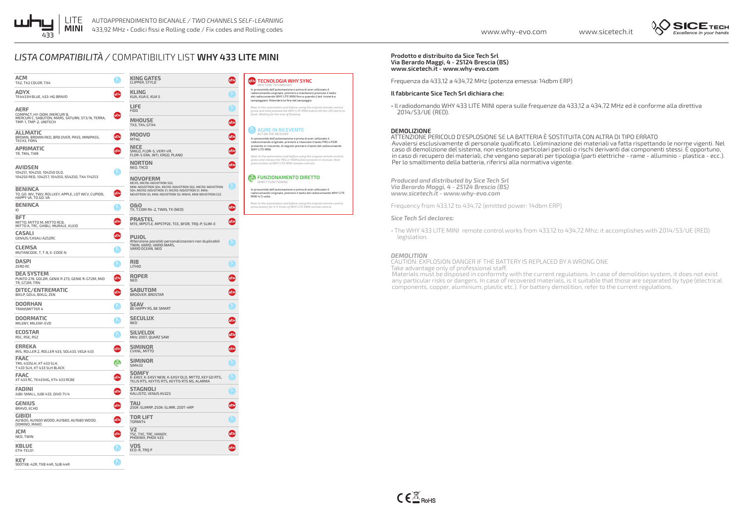# *LISTA COMPATIBILITÀ /* COMPATIBILITY LIST **WHY 433 LITE MINI**

| Brand | Models |
|---|---|
| **ACM** | TX2, TX2 COLOR, TX4 |
| **ADYX** | TE4433H BLUE, 433-HG BRAVO |
| **AERF** | COMPACT, HY-DOM, MERCURI B, MERCURI C, SABUTON, MARS, SATURN, ST3/N, TERRA, TMP-1, TMP-2, UNITECH |
| **ALLMATIC** | BROWN, BROWN RED, BRO.OVER, PASS, MINIPASS, TECH3, FOR4 |
| **APRIMATIC** | TR, TM4, TXM |
| **AVIDSEN** | 104251, 104250, 104250 OLD, 104250 RED, 104257, 104350, 654250, TX4 114253 |
| **BENINCA** | TO.GO WV, TWV, ROLLKEY, APPLE, LOT WCV, CUPIDO, HAPPY VA, TO.GO VA |
| **BENINCA** | IO |
| **BFT** | MITTO, MITTO M, MITTO RCB, MITTO A, TRC, GHIBLI, MURALE, KLEIO |
| **CASALI** | GENIUS/CASALI A252RC |
| **CLEMSA** | MUTANCODE, T, T-8, E-CODE N |
| **DASPI** | ZERO RC |
| **DEA SYSTEM** | PUNTO 278, GOLDR, GENIE R 273, GENIE R-GT2M, MIO TR, GT2M, TRN |
| **DITEC/ENTREMATIC** | BIXLP, GOL4, BIXLG, ZEN |
| **DOORHAN** | TRANSMITTER 4 |
| **DOORMATIC** | MILENY, MILENY-EVO |
| **ECOSTAR** | RSC, RSE, RSZ |
| **ERREKA** | IRIS, ROLLER 2, ROLLER 433, SOL433, VEGA 433 |
| **FAAC** | TML 433SLH, XT 433 SLH, T 433 SLH, XT 433 SLH BLACK |
| **FAAC** | XT 433 RC, TE433HG, XT4 433 RCBE |
| **FADINI** | JUBI-SMALL, JUBI 433, DIVO 71/4 |
| **GENIUS** | BRAVO, ECHO |
| **GIBIDI** | AU1600, AU1600 WOOD, AU1680, AU1680 WOOD, DOMINO, MAKO |
| **JCM** | NEO, TWIN |
| **KBLUE** | ETH-TEL01 |
| **KEY** | 900TXB-42R, TXB 44R, SUB 44R |
| **KING GATES** | CLIPPER, STYLO |
| **KLING** | KUA, KUA E, KUA S |
| **LIFE** | FIDO |
| **MHOUSE** | TX3, TX4, GTX4 |
| **MOOVO** | MT4G |
| **NICE** | SMILO, FLOR-S, VERY-VR, FLOR-S ERA, INTI, ERGO, PLANO |
| **NORTON** | NEO, TXCD |
| **NOVOFERM** | MCHS, MICRO-NOVOTRON 502, MINI-NOVOTRON 504, MICRO-NOVOTRON 502, MICRO-NOVOTRON 504, MICRO-NOVOTRON 31, MICRO-NOVOTRON 51, MINI-NOVOTRON 30, MINI-NOVOTRON 50, MNHS, MINI NOVOTRON 522 |
| **O&O** | TX, T.COM R4-2, TWIN, TX (NEO) |
| **PRASTEL** | MTE, MPSTLE, MPSTP2E, TCE, BFOR, TRQ-P, SLIM-E |
| **PUJOL** | Attenzione possibili personalizzazioni non duplicabili TWIN, VARIO, VARIO MARS, VARIO OCEAN, NEO |
| **RIB** | LITHIO |
| **ROPER** | NEO |
| **SABUTOM** | BROOVER, BROSTAR |
| **SEAV** | BE HAPPY RS, BE SMART |
| **SECULUX** | NEO |
| **SILVELOX** | MHz 2007, QUARZ SAW |
| **SIMINOR** | CVXNL, MITTO |
| **SIMINOR** | SIM433 |
| **SOMFY** | K-EASY, K-EASY NEW, K-EASY OLD, MITTO, KEY GO RTS, TELIS RTS, KEYTIS RTS, KEYTIS RTS NS, ALARMA |
| **STAGNOLI** | KALLISTO, VENUS AV223 |
| **TAU** | 250K-SLIMRP, 250K-SLIMR, 250T-4RP |
| **TOR LIFT** | TORMIT4 |
| **V2** | TSC, TXC, TRC, HANDY, PHOENIX, PHOX 433 |
| **VDS** | ECO-R, TRQ P |

### TECNOLOGIA WHY SYNC
*WHY SYNC TECHNOLOGY*

In prossimità dell'automazione e prima di aver utilizzato il radiocomando originale, premere e mantenere premuto il tasto del radiocomando WHY LITE MINI fino a quando il led inizierà a lampeggiare. Attendere la fine del lampeggio.

*Near to the automation and before using the original remote control, press and hold pressed the WHY LITE MINI button till the LED starts to flash. Waiting for the end of flashing.*

### AGIRE IN RICEVENTE
*ACT ON THE RECEIVER*

In prossimità dell'automazione e prima di aver utilizzato il radiocomando originale, premere e rilasciare il tasto PRG o PGM presente in ricevente, di seguito premere il tasto del radiocomando WHY LITE MINI.

*Near to the automation and before using the original remote control, press and release the PRG or PGM button present in receiver, then press button of WHY LITE MINI remote controls.*

### FUNZIONAMENTO DIRETTO
*DIRECT FUNCTIONING*

In prossimità dell'automazione e prima di aver utilizzato il radiocomando originale, premere il tasto del radiocomando WHY LITE MINI 4/5 volte.

*Near to the automation and before using the original remote control, press button for 4/5 times of WHY LITE MINI remote control.*

**Prodotto e distribuito da Sice Tech Srl**
**Via Berardo Maggi, 4 - 25124 Brescia (BS)**
**www.sicetech.it - www.why-evo.com**

Frequenza da 433,12 a 434,72 MHz (potenza emessa: 14dbm ERP)

**Il fabbricante Sice Tech Srl dichiara che:**

- Il radiodomando WHY 433 LITE MINI opera sulle frequenze da 433,12 a 434,72 MHz ed è conforme alla direttiva 2014/53/UE (RED).

**DEMOLIZIONE**

ATTENZIONE PERICOLO D'ESPLOSIONE SE LA BATTERIA È SOSTITUITA CON ALTRA DI TIPO ERRATO
Avvalersi esclusivamente di personale qualificato. L'eliminazione dei materiali va fatta rispettando le norme vigenti. Nel caso di demolizione del sistema, non esistono particolari pericoli o rischi derivanti dai componenti stessi. È opportuno, in caso di recupero dei materiali, che vengano separati per tipologia (parti elettriche - rame - alluminio - plastica - ecc.). Per lo smaltimento della batteria, riferirsi alla normativa vigente.

***Produced and distributed by Sice Tech Srl***
***Via Berardo Maggi, 4 - 25124 Brescia (BS)***
***www.sicetech.it - www.why-evo.com***

Frequency from 433,12 to 434,72 (emitted power: 14dbm ERP)

***Sice Tech Srl declares:***

- The WHY 433 LITE MINI remote control works from 433,12 to 434,72 Mhz; it accomplishes with 2014/53/UE (RED) legislation.

***DEMOLITION***

CAUTION: EXPLOSION DANGER IF THE BATTERY IS REPLACED BY A WRONG ONE
Take advantage only of professional staff.
Materials must be disposed in conformity with the current regulations. In case of demolition system, it does not exist any particular risks or dangers. In case of recovered materials, is it suitable that those are separated by type (electrical components, copper, aluminium, plastic etc.). For battery demolition, refer to the current regulations.

CE RoHS